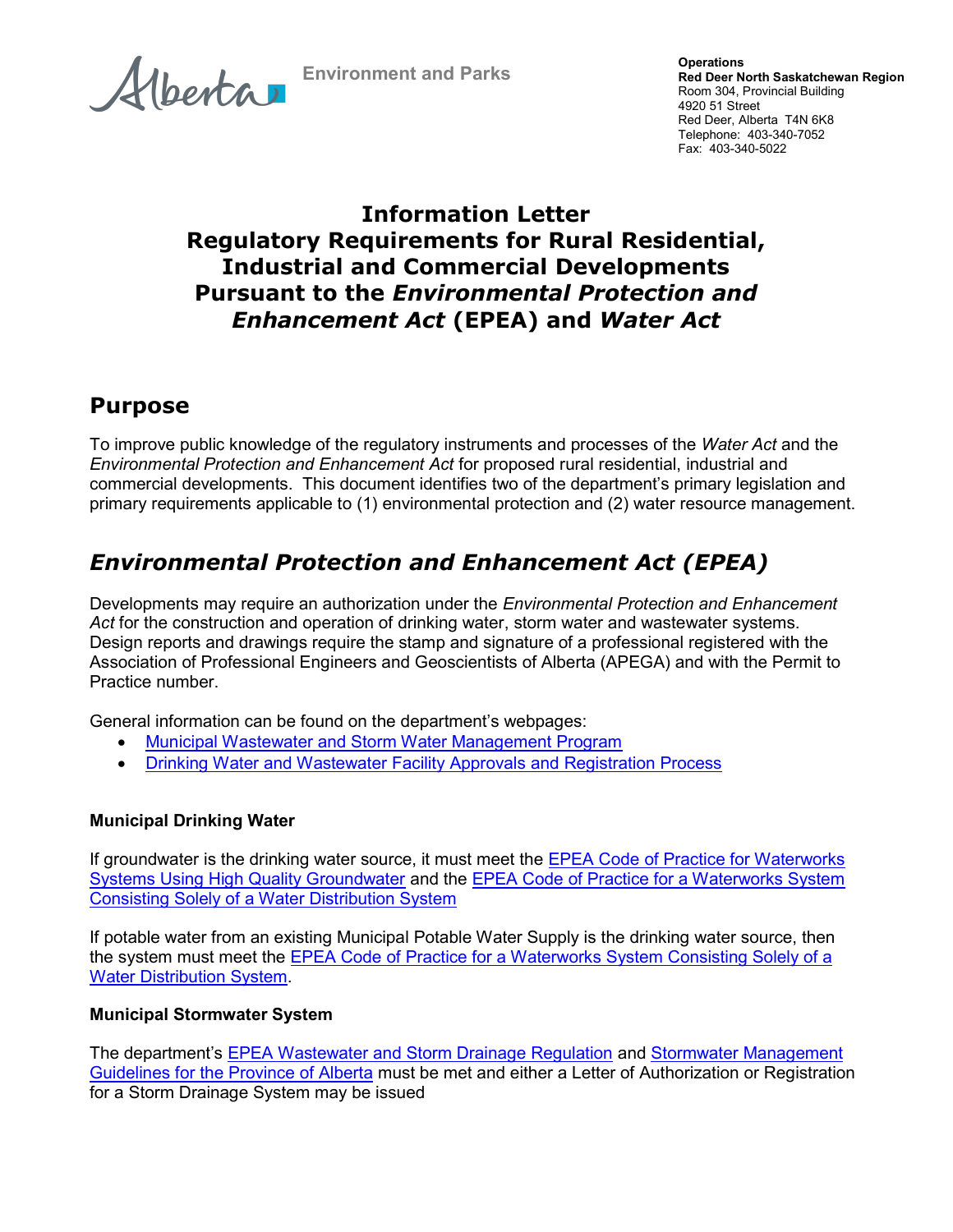Environment and Parks

**Operations**
**Red Deer North Saskatchewan Region**
Room 304, Provincial Building
4920 51 Street
Red Deer, Alberta T4N 6K8
Telephone: 403-340-7052
Fax: 403-340-5022

# Information Letter
# Regulatory Requirements for Rural Residential, Industrial and Commercial Developments Pursuant to the *Environmental Protection and Enhancement Act* (EPEA) and *Water Act*

## Purpose

To improve public knowledge of the regulatory instruments and processes of the *Water Act* and the *Environmental Protection and Enhancement Act* for proposed rural residential, industrial and commercial developments. This document identifies two of the department's primary legislation and primary requirements applicable to (1) environmental protection and (2) water resource management.

## *Environmental Protection and Enhancement Act (EPEA)*

Developments may require an authorization under the *Environmental Protection and Enhancement Act* for the construction and operation of drinking water, storm water and wastewater systems. Design reports and drawings require the stamp and signature of a professional registered with the Association of Professional Engineers and Geoscientists of Alberta (APEGA) and with the Permit to Practice number.

General information can be found on the department's webpages:

- Municipal Wastewater and Storm Water Management Program
- Drinking Water and Wastewater Facility Approvals and Registration Process

**Municipal Drinking Water**

If groundwater is the drinking water source, it must meet the EPEA Code of Practice for Waterworks Systems Using High Quality Groundwater and the EPEA Code of Practice for a Waterworks System Consisting Solely of a Water Distribution System

If potable water from an existing Municipal Potable Water Supply is the drinking water source, then the system must meet the EPEA Code of Practice for a Waterworks System Consisting Solely of a Water Distribution System.

**Municipal Stormwater System**

The department's EPEA Wastewater and Storm Drainage Regulation and Stormwater Management Guidelines for the Province of Alberta must be met and either a Letter of Authorization or Registration for a Storm Drainage System may be issued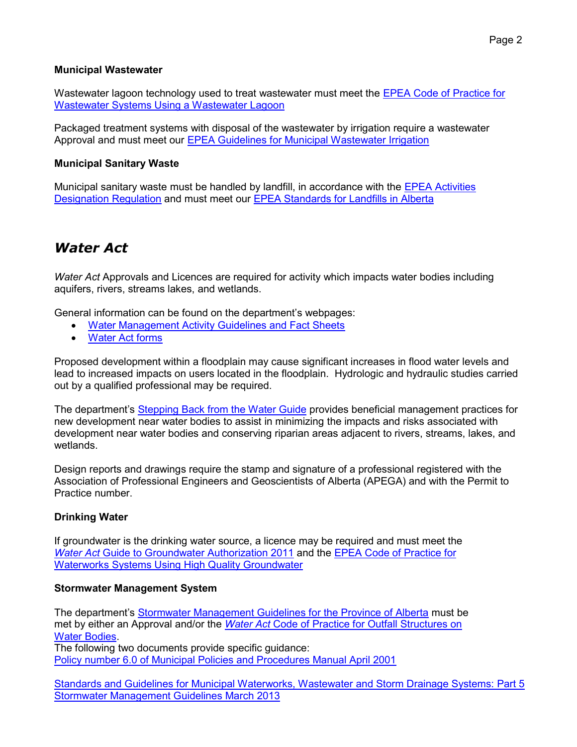### Municipal Wastewater

Wastewater lagoon technology used to treat wastewater must meet the EPEA Code of Practice for Wastewater Systems Using a Wastewater Lagoon

Packaged treatment systems with disposal of the wastewater by irrigation require a wastewater Approval and must meet our EPEA Guidelines for Municipal Wastewater Irrigation

### Municipal Sanitary Waste

Municipal sanitary waste must be handled by landfill, in accordance with the EPEA Activities Designation Regulation and must meet our EPEA Standards for Landfills in Alberta

## *Water Act*

*Water Act* Approvals and Licences are required for activity which impacts water bodies including aquifers, rivers, streams lakes, and wetlands.

General information can be found on the department's webpages:

- Water Management Activity Guidelines and Fact Sheets
- Water Act forms

Proposed development within a floodplain may cause significant increases in flood water levels and lead to increased impacts on users located in the floodplain. Hydrologic and hydraulic studies carried out by a qualified professional may be required.

The department's Stepping Back from the Water Guide provides beneficial management practices for new development near water bodies to assist in minimizing the impacts and risks associated with development near water bodies and conserving riparian areas adjacent to rivers, streams, lakes, and wetlands.

Design reports and drawings require the stamp and signature of a professional registered with the Association of Professional Engineers and Geoscientists of Alberta (APEGA) and with the Permit to Practice number.

### Drinking Water

If groundwater is the drinking water source, a licence may be required and must meet the *Water Act* Guide to Groundwater Authorization 2011 and the EPEA Code of Practice for Waterworks Systems Using High Quality Groundwater

### Stormwater Management System

The department's Stormwater Management Guidelines for the Province of Alberta must be met by either an Approval and/or the *Water Act* Code of Practice for Outfall Structures on Water Bodies.
The following two documents provide specific guidance:
Policy number 6.0 of Municipal Policies and Procedures Manual April 2001

Standards and Guidelines for Municipal Waterworks, Wastewater and Storm Drainage Systems: Part 5 Stormwater Management Guidelines March 2013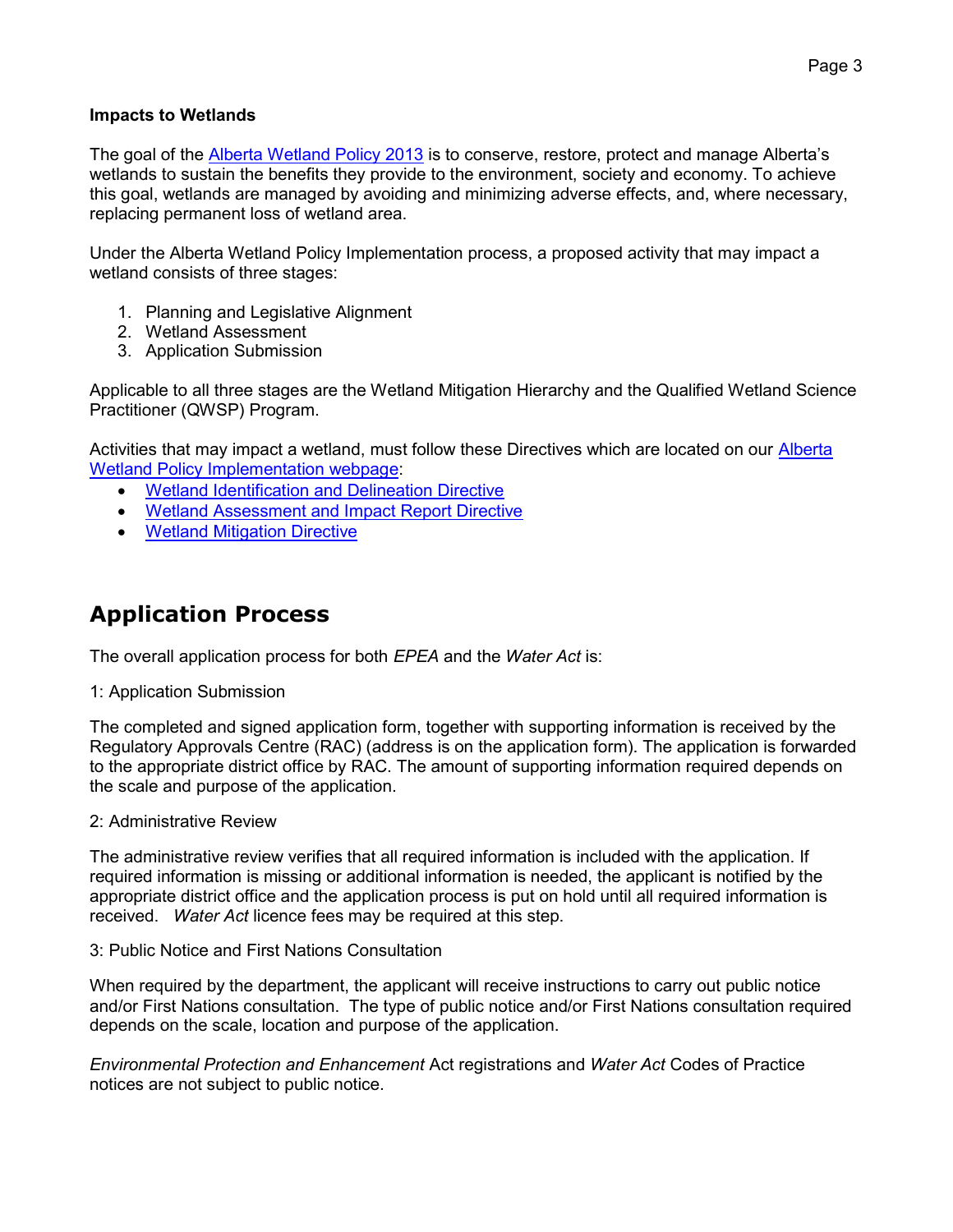**Impacts to Wetlands**

The goal of the [Alberta Wetland Policy 2013](#) is to conserve, restore, protect and manage Alberta's wetlands to sustain the benefits they provide to the environment, society and economy. To achieve this goal, wetlands are managed by avoiding and minimizing adverse effects, and, where necessary, replacing permanent loss of wetland area.

Under the Alberta Wetland Policy Implementation process, a proposed activity that may impact a wetland consists of three stages:

1. Planning and Legislative Alignment
2. Wetland Assessment
3. Application Submission

Applicable to all three stages are the Wetland Mitigation Hierarchy and the Qualified Wetland Science Practitioner (QWSP) Program.

Activities that may impact a wetland, must follow these Directives which are located on our [Alberta Wetland Policy Implementation webpage](#):

- [Wetland Identification and Delineation Directive](#)
- [Wetland Assessment and Impact Report Directive](#)
- [Wetland Mitigation Directive](#)

## Application Process

The overall application process for both *EPEA* and the *Water Act* is:

1: Application Submission

The completed and signed application form, together with supporting information is received by the Regulatory Approvals Centre (RAC) (address is on the application form). The application is forwarded to the appropriate district office by RAC. The amount of supporting information required depends on the scale and purpose of the application.

2: Administrative Review

The administrative review verifies that all required information is included with the application. If required information is missing or additional information is needed, the applicant is notified by the appropriate district office and the application process is put on hold until all required information is received. *Water Act* licence fees may be required at this step.

3: Public Notice and First Nations Consultation

When required by the department, the applicant will receive instructions to carry out public notice and/or First Nations consultation. The type of public notice and/or First Nations consultation required depends on the scale, location and purpose of the application.

*Environmental Protection and Enhancement* Act registrations and *Water Act* Codes of Practice notices are not subject to public notice.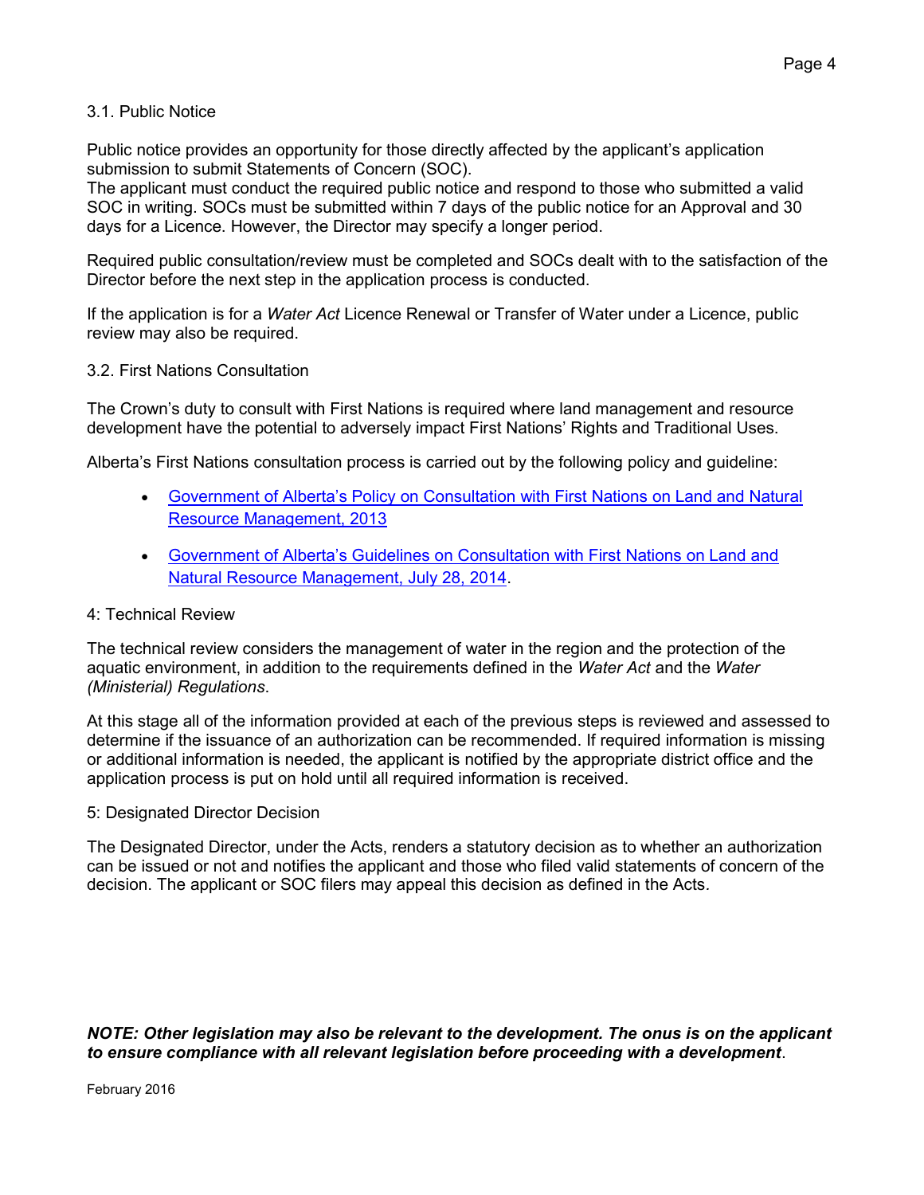### 3.1. Public Notice

Public notice provides an opportunity for those directly affected by the applicant's application submission to submit Statements of Concern (SOC).
The applicant must conduct the required public notice and respond to those who submitted a valid SOC in writing. SOCs must be submitted within 7 days of the public notice for an Approval and 30 days for a Licence. However, the Director may specify a longer period.

Required public consultation/review must be completed and SOCs dealt with to the satisfaction of the Director before the next step in the application process is conducted.

If the application is for a *Water Act* Licence Renewal or Transfer of Water under a Licence, public review may also be required.

### 3.2. First Nations Consultation

The Crown's duty to consult with First Nations is required where land management and resource development have the potential to adversely impact First Nations' Rights and Traditional Uses.

Alberta's First Nations consultation process is carried out by the following policy and guideline:

- Government of Alberta's Policy on Consultation with First Nations on Land and Natural Resource Management, 2013
- Government of Alberta's Guidelines on Consultation with First Nations on Land and Natural Resource Management, July 28, 2014.

## 4: Technical Review

The technical review considers the management of water in the region and the protection of the aquatic environment, in addition to the requirements defined in the *Water Act* and the *Water (Ministerial) Regulations*.

At this stage all of the information provided at each of the previous steps is reviewed and assessed to determine if the issuance of an authorization can be recommended. If required information is missing or additional information is needed, the applicant is notified by the appropriate district office and the application process is put on hold until all required information is received.

## 5: Designated Director Decision

The Designated Director, under the Acts, renders a statutory decision as to whether an authorization can be issued or not and notifies the applicant and those who filed valid statements of concern of the decision. The applicant or SOC filers may appeal this decision as defined in the Acts.

***NOTE: Other legislation may also be relevant to the development. The onus is on the applicant to ensure compliance with all relevant legislation before proceeding with a development***.

February 2016